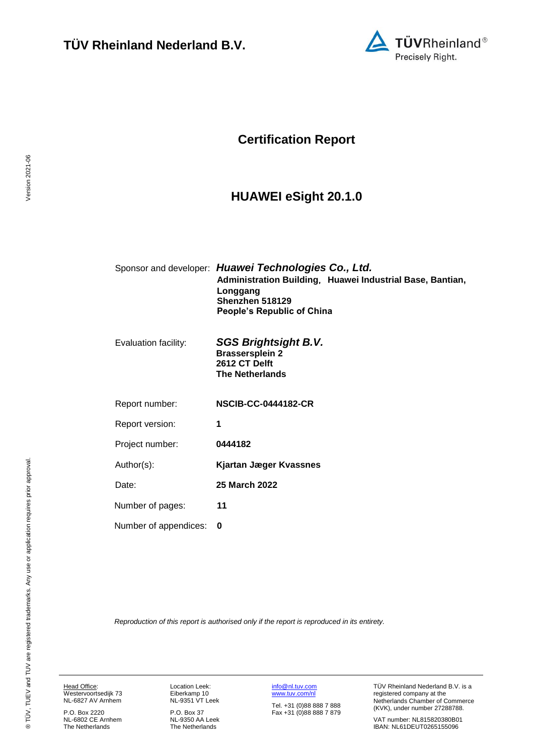# TÜV Rheinland Nederland B.V.

## Certification Report

## HUAWEI eSight 20.1.0

| | |
|---|---|
| Sponsor and developer: | ***Huawei Technologies Co., Ltd.*** **Administration Building, Huawei Industrial Base, Bantian, Longgang Shenzhen 518129 People's Republic of China** |
| Evaluation facility: | ***SGS Brightsight B.V.*** **Brassersplein 2 2612 CT Delft The Netherlands** |
| Report number: | **NSCIB-CC-0444182-CR** |
| Report version: | **1** |
| Project number: | **0444182** |
| Author(s): | **Kjartan Jæger Kvassnes** |
| Date: | **25 March 2022** |
| Number of pages: | **11** |
| Number of appendices: | **0** |

*Reproduction of this report is authorised only if the report is reproduced in its entirety.*

Head Office: Westervoortsedijk 73 NL-6827 AV Arnhem

P.O. Box 2220 NL-6802 CE Arnhem The Netherlands

Location Leek: Eiberkamp 10 NL-9351 VT Leek

P.O. Box 37 NL-9350 AA Leek The Netherlands

info@nl.tuv.com
www.tuv.com/nl

Tel. +31 (0)88 888 7 888
Fax +31 (0)88 888 7 879

TÜV Rheinland Nederland B.V. is a registered company at the Netherlands Chamber of Commerce (KVK), under number 27288788.

VAT number: NL815820380B01
IBAN: NL61DEUT0265155096

® TÜV, TUEV and TUV are registered trademarks. Any use or application requires prior approval.

Version 2021-06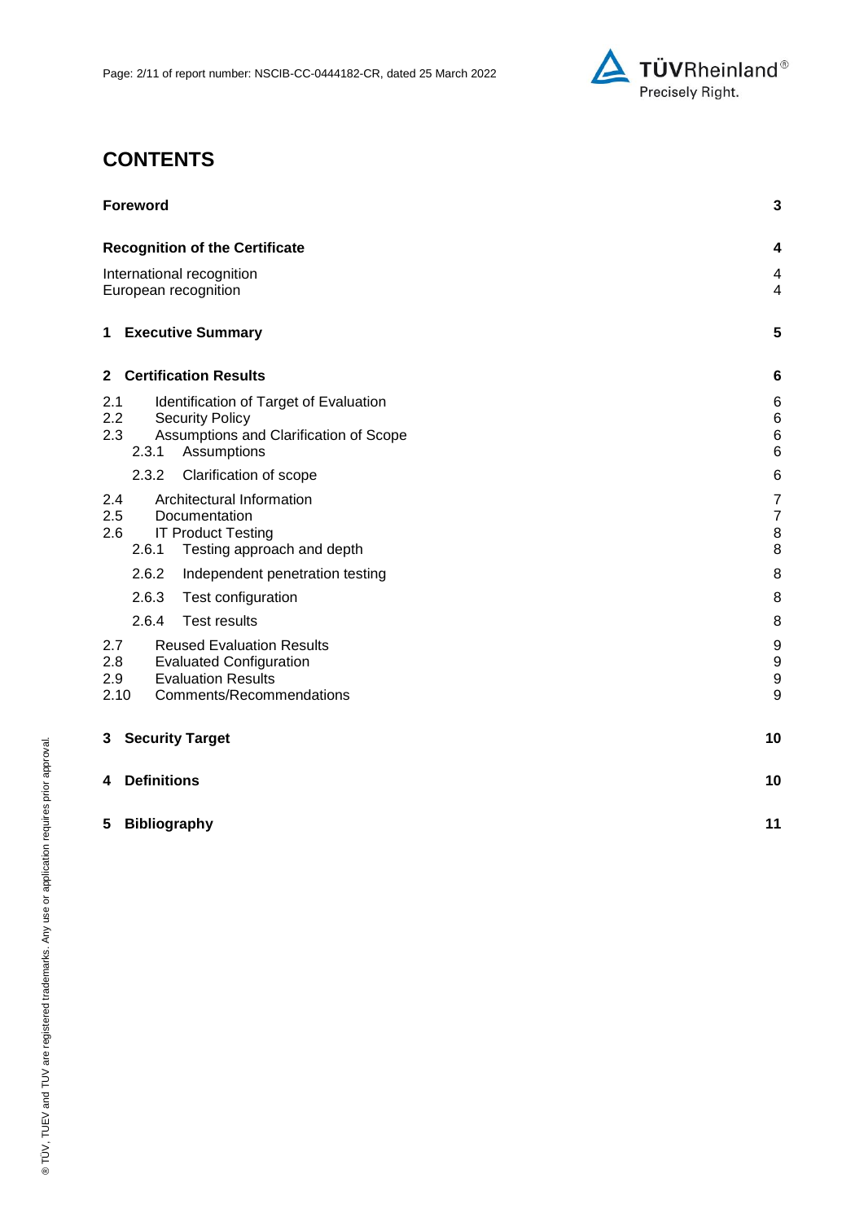# CONTENTS

| | |
|---|---|
| **Foreword** | **3** |
| **Recognition of the Certificate** | **4** |
| International recognition | 4 |
| European recognition | 4 |
| **1 Executive Summary** | **5** |
| **2 Certification Results** | **6** |
| 2.1 Identification of Target of Evaluation | 6 |
| 2.2 Security Policy | 6 |
| 2.3 Assumptions and Clarification of Scope | 6 |
| 2.3.1 Assumptions | 6 |
| 2.3.2 Clarification of scope | 6 |
| 2.4 Architectural Information | 7 |
| 2.5 Documentation | 7 |
| 2.6 IT Product Testing | 8 |
| 2.6.1 Testing approach and depth | 8 |
| 2.6.2 Independent penetration testing | 8 |
| 2.6.3 Test configuration | 8 |
| 2.6.4 Test results | 8 |
| 2.7 Reused Evaluation Results | 9 |
| 2.8 Evaluated Configuration | 9 |
| 2.9 Evaluation Results | 9 |
| 2.10 Comments/Recommendations | 9 |
| **3 Security Target** | **10** |
| **4 Definitions** | **10** |
| **5 Bibliography** | **11** |

® TÜV, TUEV and TUV are registered trademarks. Any use or application requires prior approval.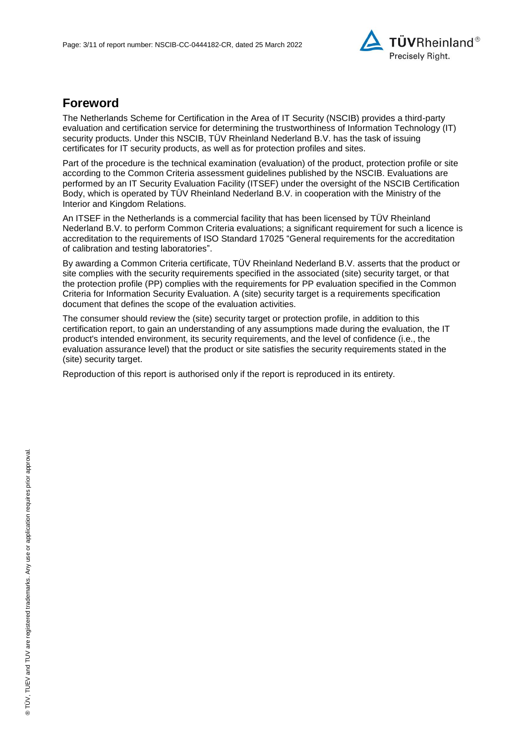## Foreword

The Netherlands Scheme for Certification in the Area of IT Security (NSCIB) provides a third-party evaluation and certification service for determining the trustworthiness of Information Technology (IT) security products. Under this NSCIB, TÜV Rheinland Nederland B.V. has the task of issuing certificates for IT security products, as well as for protection profiles and sites.

Part of the procedure is the technical examination (evaluation) of the product, protection profile or site according to the Common Criteria assessment guidelines published by the NSCIB. Evaluations are performed by an IT Security Evaluation Facility (ITSEF) under the oversight of the NSCIB Certification Body, which is operated by TÜV Rheinland Nederland B.V. in cooperation with the Ministry of the Interior and Kingdom Relations.

An ITSEF in the Netherlands is a commercial facility that has been licensed by TÜV Rheinland Nederland B.V. to perform Common Criteria evaluations; a significant requirement for such a licence is accreditation to the requirements of ISO Standard 17025 "General requirements for the accreditation of calibration and testing laboratories".

By awarding a Common Criteria certificate, TÜV Rheinland Nederland B.V. asserts that the product or site complies with the security requirements specified in the associated (site) security target, or that the protection profile (PP) complies with the requirements for PP evaluation specified in the Common Criteria for Information Security Evaluation. A (site) security target is a requirements specification document that defines the scope of the evaluation activities.

The consumer should review the (site) security target or protection profile, in addition to this certification report, to gain an understanding of any assumptions made during the evaluation, the IT product's intended environment, its security requirements, and the level of confidence (i.e., the evaluation assurance level) that the product or site satisfies the security requirements stated in the (site) security target.

Reproduction of this report is authorised only if the report is reproduced in its entirety.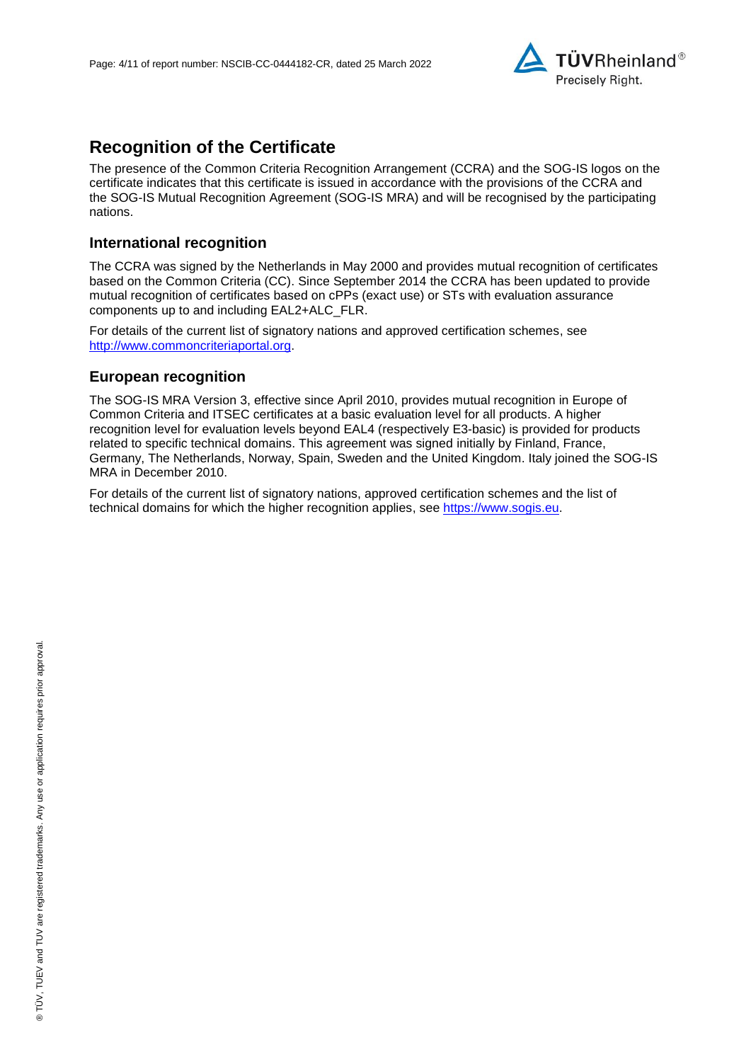# Recognition of the Certificate

The presence of the Common Criteria Recognition Arrangement (CCRA) and the SOG-IS logos on the certificate indicates that this certificate is issued in accordance with the provisions of the CCRA and the SOG-IS Mutual Recognition Agreement (SOG-IS MRA) and will be recognised by the participating nations.

## International recognition

The CCRA was signed by the Netherlands in May 2000 and provides mutual recognition of certificates based on the Common Criteria (CC). Since September 2014 the CCRA has been updated to provide mutual recognition of certificates based on cPPs (exact use) or STs with evaluation assurance components up to and including EAL2+ALC_FLR.

For details of the current list of signatory nations and approved certification schemes, see [http://www.commoncriteriaportal.org](http://www.commoncriteriaportal.org).

## European recognition

The SOG-IS MRA Version 3, effective since April 2010, provides mutual recognition in Europe of Common Criteria and ITSEC certificates at a basic evaluation level for all products. A higher recognition level for evaluation levels beyond EAL4 (respectively E3-basic) is provided for products related to specific technical domains. This agreement was signed initially by Finland, France, Germany, The Netherlands, Norway, Spain, Sweden and the United Kingdom. Italy joined the SOG-IS MRA in December 2010.

For details of the current list of signatory nations, approved certification schemes and the list of technical domains for which the higher recognition applies, see [https://www.sogis.eu](https://www.sogis.eu).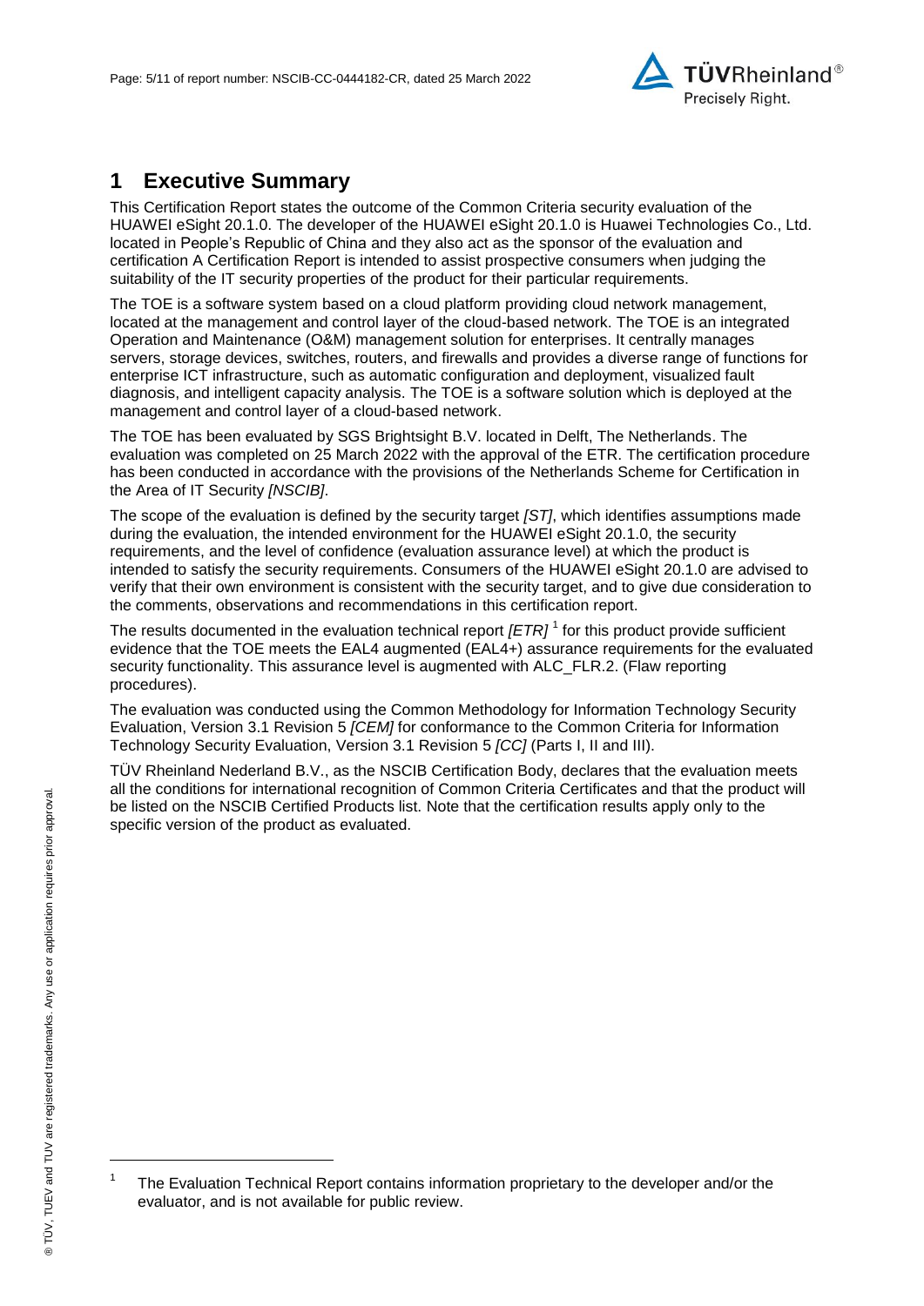# 1 Executive Summary

This Certification Report states the outcome of the Common Criteria security evaluation of the HUAWEI eSight 20.1.0. The developer of the HUAWEI eSight 20.1.0 is Huawei Technologies Co., Ltd. located in People's Republic of China and they also act as the sponsor of the evaluation and certification A Certification Report is intended to assist prospective consumers when judging the suitability of the IT security properties of the product for their particular requirements.

The TOE is a software system based on a cloud platform providing cloud network management, located at the management and control layer of the cloud-based network. The TOE is an integrated Operation and Maintenance (O&M) management solution for enterprises. It centrally manages servers, storage devices, switches, routers, and firewalls and provides a diverse range of functions for enterprise ICT infrastructure, such as automatic configuration and deployment, visualized fault diagnosis, and intelligent capacity analysis. The TOE is a software solution which is deployed at the management and control layer of a cloud-based network.

The TOE has been evaluated by SGS Brightsight B.V. located in Delft, The Netherlands. The evaluation was completed on 25 March 2022 with the approval of the ETR. The certification procedure has been conducted in accordance with the provisions of the Netherlands Scheme for Certification in the Area of IT Security *[NSCIB]*.

The scope of the evaluation is defined by the security target *[ST]*, which identifies assumptions made during the evaluation, the intended environment for the HUAWEI eSight 20.1.0, the security requirements, and the level of confidence (evaluation assurance level) at which the product is intended to satisfy the security requirements. Consumers of the HUAWEI eSight 20.1.0 are advised to verify that their own environment is consistent with the security target, and to give due consideration to the comments, observations and recommendations in this certification report.

The results documented in the evaluation technical report *[ETR]* [1] for this product provide sufficient evidence that the TOE meets the EAL4 augmented (EAL4+) assurance requirements for the evaluated security functionality. This assurance level is augmented with ALC_FLR.2. (Flaw reporting procedures).

The evaluation was conducted using the Common Methodology for Information Technology Security Evaluation, Version 3.1 Revision 5 *[CEM]* for conformance to the Common Criteria for Information Technology Security Evaluation, Version 3.1 Revision 5 *[CC]* (Parts I, II and III).

TÜV Rheinland Nederland B.V., as the NSCIB Certification Body, declares that the evaluation meets all the conditions for international recognition of Common Criteria Certificates and that the product will be listed on the NSCIB Certified Products list. Note that the certification results apply only to the specific version of the product as evaluated.

[1] The Evaluation Technical Report contains information proprietary to the developer and/or the evaluator, and is not available for public review.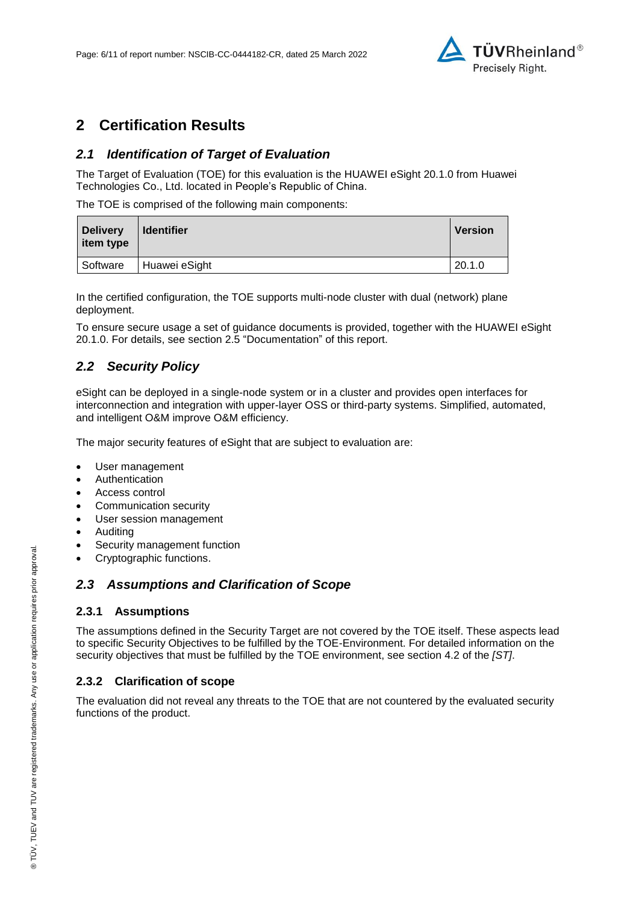# 2 Certification Results

## *2.1 Identification of Target of Evaluation*

The Target of Evaluation (TOE) for this evaluation is the HUAWEI eSight 20.1.0 from Huawei Technologies Co., Ltd. located in People's Republic of China.

The TOE is comprised of the following main components:

| Delivery item type | Identifier | Version |
|---|---|---|
| Software | Huawei eSight | 20.1.0 |

In the certified configuration, the TOE supports multi-node cluster with dual (network) plane deployment.

To ensure secure usage a set of guidance documents is provided, together with the HUAWEI eSight 20.1.0. For details, see section 2.5 "Documentation" of this report.

## *2.2 Security Policy*

eSight can be deployed in a single-node system or in a cluster and provides open interfaces for interconnection and integration with upper-layer OSS or third-party systems. Simplified, automated, and intelligent O&M improve O&M efficiency.

The major security features of eSight that are subject to evaluation are:

- User management
- Authentication
- Access control
- Communication security
- User session management
- Auditing
- Security management function
- Cryptographic functions.

## *2.3 Assumptions and Clarification of Scope*

### 2.3.1 Assumptions

The assumptions defined in the Security Target are not covered by the TOE itself. These aspects lead to specific Security Objectives to be fulfilled by the TOE-Environment. For detailed information on the security objectives that must be fulfilled by the TOE environment, see section 4.2 of the *[ST]*.

### 2.3.2 Clarification of scope

The evaluation did not reveal any threats to the TOE that are not countered by the evaluated security functions of the product.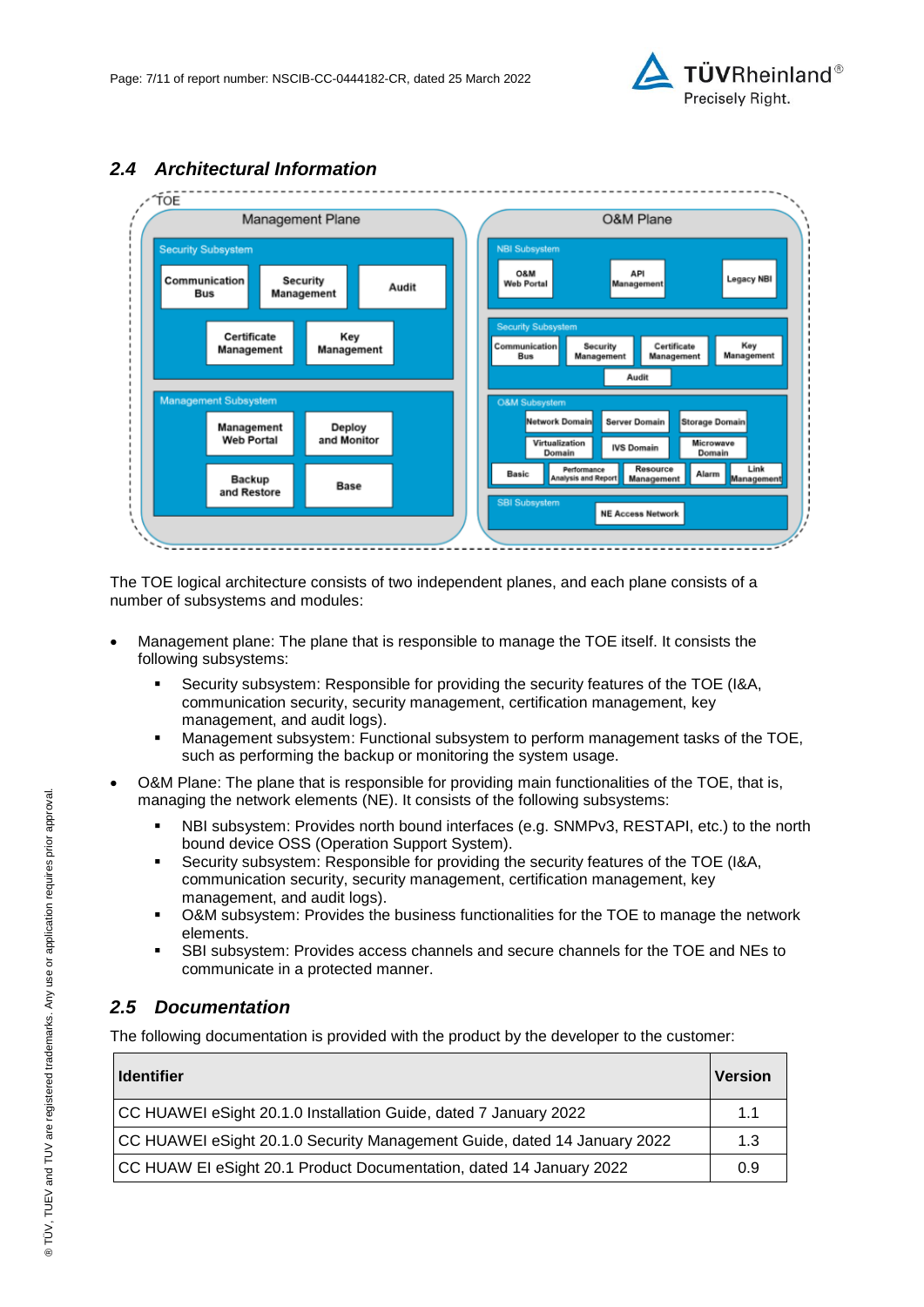## 2.4 Architectural Information

The TOE logical architecture consists of two independent planes, and each plane consists of a number of subsystems and modules:

- Management plane: The plane that is responsible to manage the TOE itself. It consists the following subsystems:
  - Security subsystem: Responsible for providing the security features of the TOE (I&A, communication security, security management, certification management, key management, and audit logs).
  - Management subsystem: Functional subsystem to perform management tasks of the TOE, such as performing the backup or monitoring the system usage.
- O&M Plane: The plane that is responsible for providing main functionalities of the TOE, that is, managing the network elements (NE). It consists of the following subsystems:
  - NBI subsystem: Provides north bound interfaces (e.g. SNMPv3, RESTAPI, etc.) to the north bound device OSS (Operation Support System).
  - Security subsystem: Responsible for providing the security features of the TOE (I&A, communication security, security management, certification management, key management, and audit logs).
  - O&M subsystem: Provides the business functionalities for the TOE to manage the network elements.
  - SBI subsystem: Provides access channels and secure channels for the TOE and NEs to communicate in a protected manner.

## 2.5 Documentation

The following documentation is provided with the product by the developer to the customer:

| Identifier | Version |
| --- | --- |
| CC HUAWEI eSight 20.1.0 Installation Guide, dated 7 January 2022 | 1.1 |
| CC HUAWEI eSight 20.1.0 Security Management Guide, dated 14 January 2022 | 1.3 |
| CC HUAW EI eSight 20.1 Product Documentation, dated 14 January 2022 | 0.9 |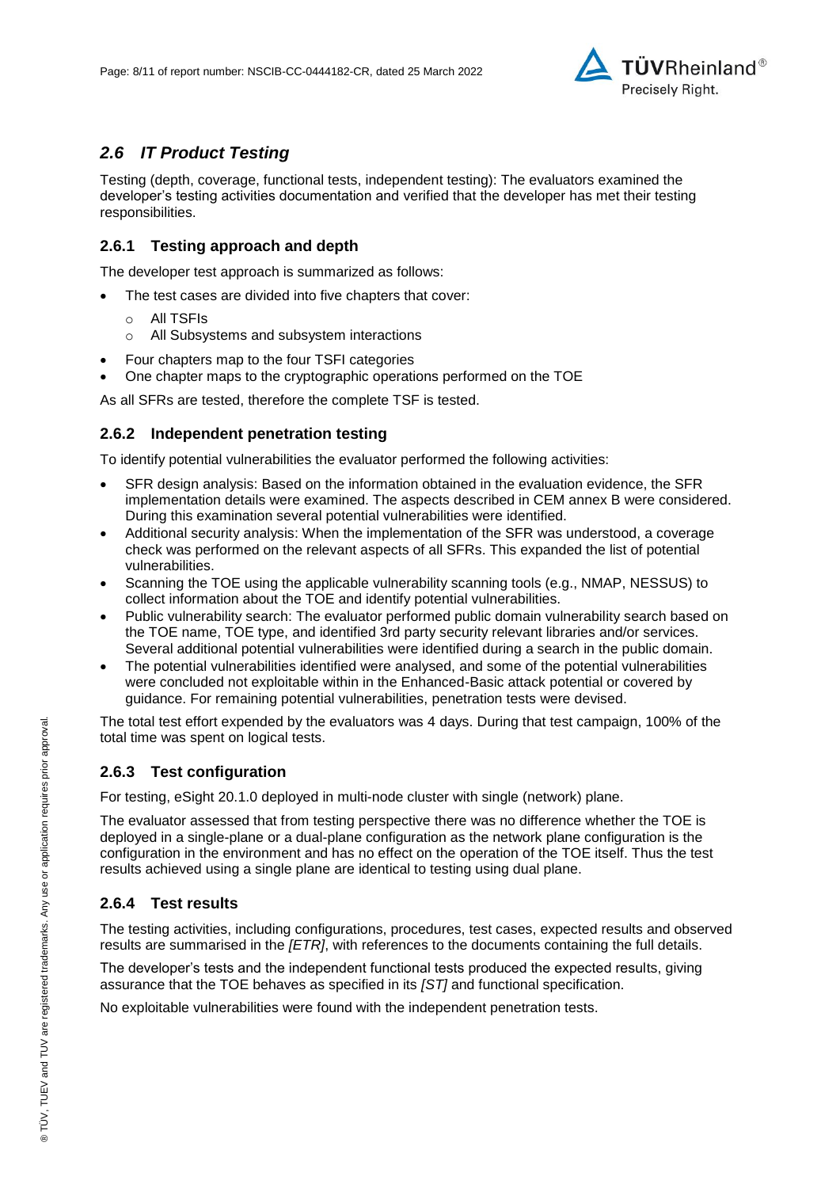## *2.6 IT Product Testing*

Testing (depth, coverage, functional tests, independent testing): The evaluators examined the developer's testing activities documentation and verified that the developer has met their testing responsibilities.

### 2.6.1 Testing approach and depth

The developer test approach is summarized as follows:

- The test cases are divided into five chapters that cover:
  - All TSFIs
  - All Subsystems and subsystem interactions
- Four chapters map to the four TSFI categories
- One chapter maps to the cryptographic operations performed on the TOE

As all SFRs are tested, therefore the complete TSF is tested.

### 2.6.2 Independent penetration testing

To identify potential vulnerabilities the evaluator performed the following activities:

- SFR design analysis: Based on the information obtained in the evaluation evidence, the SFR implementation details were examined. The aspects described in CEM annex B were considered. During this examination several potential vulnerabilities were identified.
- Additional security analysis: When the implementation of the SFR was understood, a coverage check was performed on the relevant aspects of all SFRs. This expanded the list of potential vulnerabilities.
- Scanning the TOE using the applicable vulnerability scanning tools (e.g., NMAP, NESSUS) to collect information about the TOE and identify potential vulnerabilities.
- Public vulnerability search: The evaluator performed public domain vulnerability search based on the TOE name, TOE type, and identified 3rd party security relevant libraries and/or services. Several additional potential vulnerabilities were identified during a search in the public domain.
- The potential vulnerabilities identified were analysed, and some of the potential vulnerabilities were concluded not exploitable within in the Enhanced-Basic attack potential or covered by guidance. For remaining potential vulnerabilities, penetration tests were devised.

The total test effort expended by the evaluators was 4 days. During that test campaign, 100% of the total time was spent on logical tests.

### 2.6.3 Test configuration

For testing, eSight 20.1.0 deployed in multi-node cluster with single (network) plane.

The evaluator assessed that from testing perspective there was no difference whether the TOE is deployed in a single-plane or a dual-plane configuration as the network plane configuration is the configuration in the environment and has no effect on the operation of the TOE itself. Thus the test results achieved using a single plane are identical to testing using dual plane.

### 2.6.4 Test results

The testing activities, including configurations, procedures, test cases, expected results and observed results are summarised in the *[ETR]*, with references to the documents containing the full details.

The developer's tests and the independent functional tests produced the expected results, giving assurance that the TOE behaves as specified in its *[ST]* and functional specification.

No exploitable vulnerabilities were found with the independent penetration tests.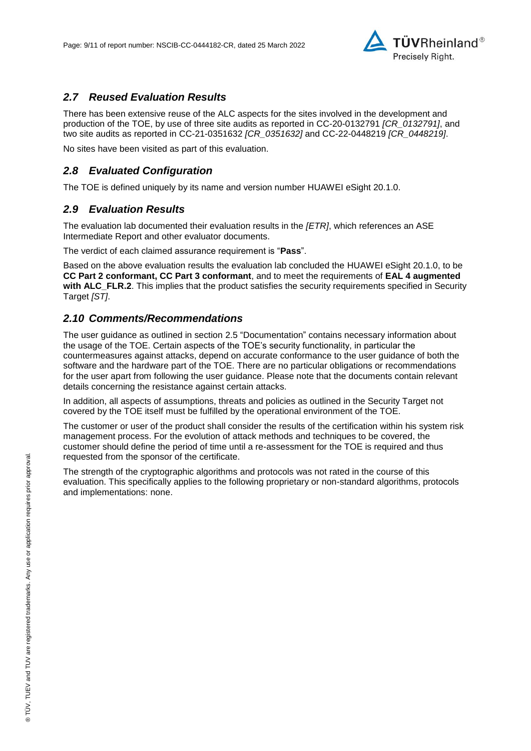## *2.7 Reused Evaluation Results*

There has been extensive reuse of the ALC aspects for the sites involved in the development and production of the TOE, by use of three site audits as reported in CC-20-0132791 *[CR_0132791]*, and two site audits as reported in CC-21-0351632 *[CR_0351632]* and CC-22-0448219 *[CR_0448219]*.

No sites have been visited as part of this evaluation.

## *2.8 Evaluated Configuration*

The TOE is defined uniquely by its name and version number HUAWEI eSight 20.1.0.

## *2.9 Evaluation Results*

The evaluation lab documented their evaluation results in the *[ETR]*, which references an ASE Intermediate Report and other evaluator documents.

The verdict of each claimed assurance requirement is "**Pass**".

Based on the above evaluation results the evaluation lab concluded the HUAWEI eSight 20.1.0, to be **CC Part 2 conformant, CC Part 3 conformant**, and to meet the requirements of **EAL 4 augmented with ALC_FLR.2**. This implies that the product satisfies the security requirements specified in Security Target *[ST]*.

## *2.10 Comments/Recommendations*

The user guidance as outlined in section 2.5 "Documentation" contains necessary information about the usage of the TOE. Certain aspects of the TOE's security functionality, in particular the countermeasures against attacks, depend on accurate conformance to the user guidance of both the software and the hardware part of the TOE. There are no particular obligations or recommendations for the user apart from following the user guidance. Please note that the documents contain relevant details concerning the resistance against certain attacks.

In addition, all aspects of assumptions, threats and policies as outlined in the Security Target not covered by the TOE itself must be fulfilled by the operational environment of the TOE.

The customer or user of the product shall consider the results of the certification within his system risk management process. For the evolution of attack methods and techniques to be covered, the customer should define the period of time until a re-assessment for the TOE is required and thus requested from the sponsor of the certificate.

The strength of the cryptographic algorithms and protocols was not rated in the course of this evaluation. This specifically applies to the following proprietary or non-standard algorithms, protocols and implementations: none.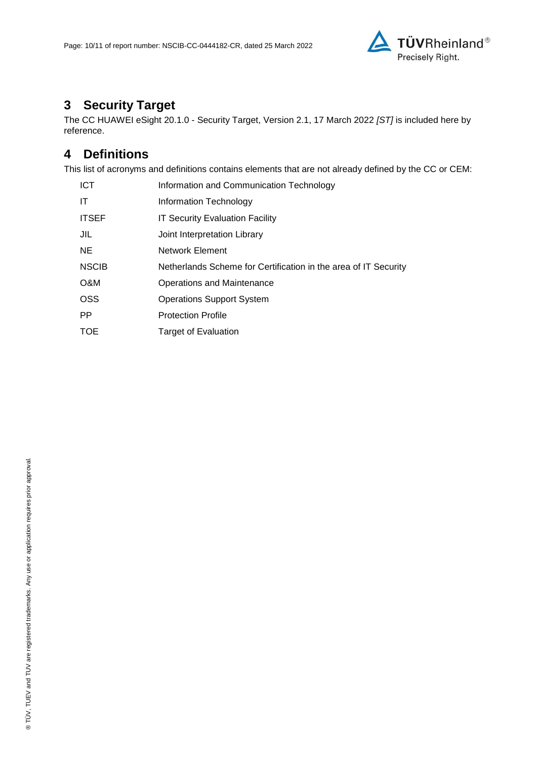# 3 Security Target

The CC HUAWEI eSight 20.1.0 - Security Target, Version 2.1, 17 March 2022 *[ST]* is included here by reference.

# 4 Definitions

This list of acronyms and definitions contains elements that are not already defined by the CC or CEM:

| | |
|---|---|
| ICT | Information and Communication Technology |
| IT | Information Technology |
| ITSEF | IT Security Evaluation Facility |
| JIL | Joint Interpretation Library |
| NE | Network Element |
| NSCIB | Netherlands Scheme for Certification in the area of IT Security |
| O&M | Operations and Maintenance |
| OSS | Operations Support System |
| PP | Protection Profile |
| TOE | Target of Evaluation |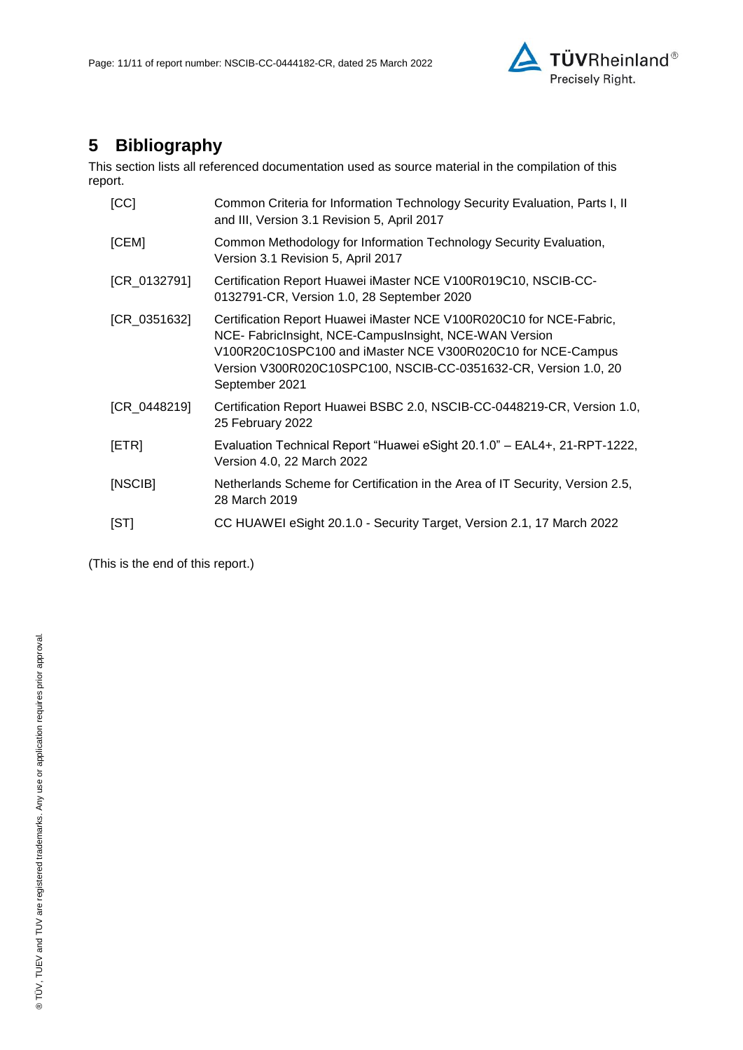# 5 Bibliography

This section lists all referenced documentation used as source material in the compilation of this report.

| | |
|---|---|
| [CC] | Common Criteria for Information Technology Security Evaluation, Parts I, II and III, Version 3.1 Revision 5, April 2017 |
| [CEM] | Common Methodology for Information Technology Security Evaluation, Version 3.1 Revision 5, April 2017 |
| [CR_0132791] | Certification Report Huawei iMaster NCE V100R019C10, NSCIB-CC-0132791-CR, Version 1.0, 28 September 2020 |
| [CR_0351632] | Certification Report Huawei iMaster NCE V100R020C10 for NCE-Fabric, NCE- FabricInsight, NCE-CampusInsight, NCE-WAN Version V100R20C10SPC100 and iMaster NCE V300R020C10 for NCE-Campus Version V300R020C10SPC100, NSCIB-CC-0351632-CR, Version 1.0, 20 September 2021 |
| [CR_0448219] | Certification Report Huawei BSBC 2.0, NSCIB-CC-0448219-CR, Version 1.0, 25 February 2022 |
| [ETR] | Evaluation Technical Report "Huawei eSight 20.1.0" – EAL4+, 21-RPT-1222, Version 4.0, 22 March 2022 |
| [NSCIB] | Netherlands Scheme for Certification in the Area of IT Security, Version 2.5, 28 March 2019 |
| [ST] | CC HUAWEI eSight 20.1.0 - Security Target, Version 2.1, 17 March 2022 |

(This is the end of this report.)